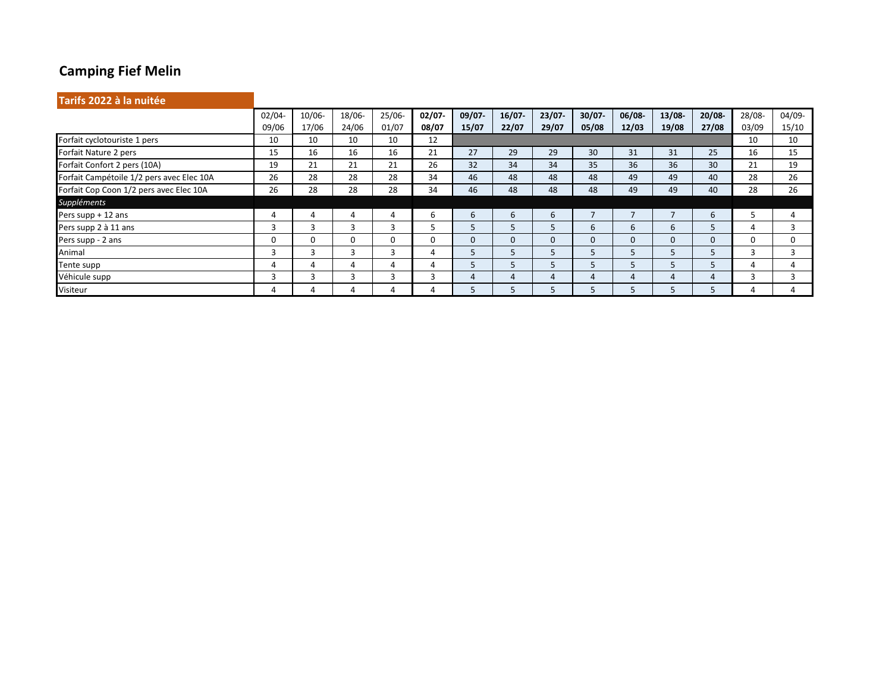# Camping Fief Melin

## Tarifs 2022 à la nuitée

| | 02/04-09/06 | 10/06-17/06 | 18/06-24/06 | 25/06-01/07 | **02/07-08/07** | **09/07-15/07** | **16/07-22/07** | **23/07-29/07** | **30/07-05/08** | **06/08-12/03** | **13/08-19/08** | **20/08-27/08** | 28/08-03/09 | 04/09-15/10 |
|---|---|---|---|---|---|---|---|---|---|---|---|---|---|---|
| Forfait cyclotouriste 1 pers | 10 | 10 | 10 | 10 | 12 | | | | | | | | 10 | 10 |
| Forfait Nature 2 pers | 15 | 16 | 16 | 16 | 21 | 27 | 29 | 29 | 30 | 31 | 31 | 25 | 16 | 15 |
| Forfait Confort 2 pers (10A) | 19 | 21 | 21 | 21 | 26 | 32 | 34 | 34 | 35 | 36 | 36 | 30 | 21 | 19 |
| Forfait Campétoile 1/2 pers avec Elec 10A | 26 | 28 | 28 | 28 | 34 | 46 | 48 | 48 | 48 | 49 | 49 | 40 | 28 | 26 |
| Forfait Cop Coon 1/2 pers avec Elec 10A | 26 | 28 | 28 | 28 | 34 | 46 | 48 | 48 | 48 | 49 | 49 | 40 | 28 | 26 |
| *Suppléments* | | | | | | | | | | | | | | |
| Pers supp + 12 ans | 4 | 4 | 4 | 4 | 6 | 6 | 6 | 6 | 7 | 7 | 7 | 6 | 5 | 4 |
| Pers supp 2 à 11 ans | 3 | 3 | 3 | 3 | 5 | 5 | 5 | 5 | 6 | 6 | 6 | 5 | 4 | 3 |
| Pers supp - 2 ans | 0 | 0 | 0 | 0 | 0 | 0 | 0 | 0 | 0 | 0 | 0 | 0 | 0 | 0 |
| Animal | 3 | 3 | 3 | 3 | 4 | 5 | 5 | 5 | 5 | 5 | 5 | 5 | 3 | 3 |
| Tente supp | 4 | 4 | 4 | 4 | 4 | 5 | 5 | 5 | 5 | 5 | 5 | 5 | 4 | 4 |
| Véhicule supp | 3 | 3 | 3 | 3 | 3 | 4 | 4 | 4 | 4 | 4 | 4 | 4 | 3 | 3 |
| Visiteur | 4 | 4 | 4 | 4 | 4 | 5 | 5 | 5 | 5 | 5 | 5 | 5 | 4 | 4 |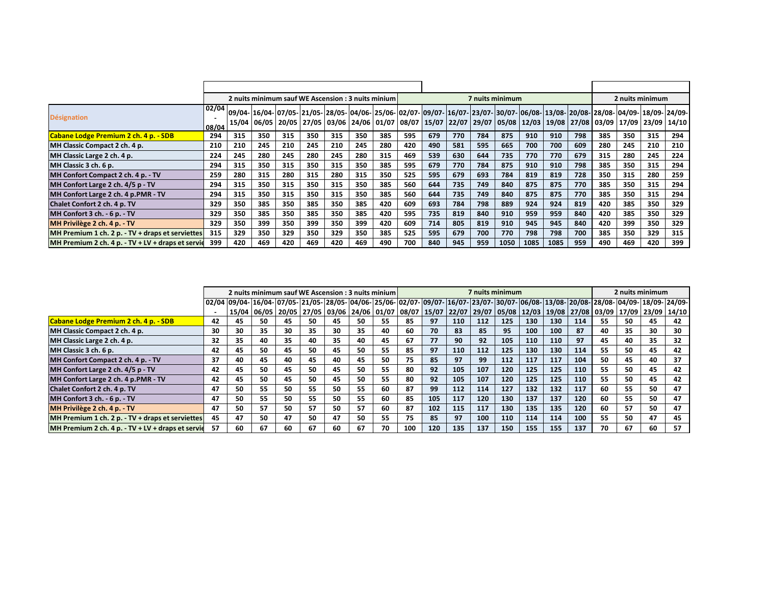| Désignation | 2 nuits minimum sauf WE Ascension : 3 nuits minium | | | | | | | | 7 nuits minimum | | | | | | | | 2 nuits minimum | | | |
|---|---|---|---|---|---|---|---|---|---|---|---|---|---|---|---|---|---|---|---|---|
| | 02/04 - 08/04 | 09/04-15/04 | 16/04-06/05 | 07/05-20/05 | 21/05-27/05 | 28/05-03/06 | 04/06-24/06 | 25/06-01/07 | 02/07-08/07 | 09/07-15/07 | 16/07-22/07 | 23/07-29/07 | 30/07-05/08 | 06/08-12/03 | 13/08-19/08 | 20/08-27/08 | 28/08-03/09 | 04/09-17/09 | 18/09-23/09 | 24/09-14/10 |
| Cabane Lodge Premium 2 ch. 4 p. - SDB | 294 | 315 | 350 | 315 | 350 | 315 | 350 | 385 | 595 | 679 | 770 | 784 | 875 | 910 | 910 | 798 | 385 | 350 | 315 | 294 |
| MH Classic Compact 2 ch. 4 p. | 210 | 210 | 245 | 210 | 245 | 210 | 245 | 280 | 420 | 490 | 581 | 595 | 665 | 700 | 700 | 609 | 280 | 245 | 210 | 210 |
| MH Classic Large 2 ch. 4 p. | 224 | 245 | 280 | 245 | 280 | 245 | 280 | 315 | 469 | 539 | 630 | 644 | 735 | 770 | 770 | 679 | 315 | 280 | 245 | 224 |
| MH Classic 3 ch. 6 p. | 294 | 315 | 350 | 315 | 350 | 315 | 350 | 385 | 595 | 679 | 770 | 784 | 875 | 910 | 910 | 798 | 385 | 350 | 315 | 294 |
| MH Confort Compact 2 ch. 4 p. - TV | 259 | 280 | 315 | 280 | 315 | 280 | 315 | 350 | 525 | 595 | 679 | 693 | 784 | 819 | 819 | 728 | 350 | 315 | 280 | 259 |
| MH Confort Large 2 ch. 4/5 p - TV | 294 | 315 | 350 | 315 | 350 | 315 | 350 | 385 | 560 | 644 | 735 | 749 | 840 | 875 | 875 | 770 | 385 | 350 | 315 | 294 |
| MH Confort Large 2 ch. 4 p.PMR - TV | 294 | 315 | 350 | 315 | 350 | 315 | 350 | 385 | 560 | 644 | 735 | 749 | 840 | 875 | 875 | 770 | 385 | 350 | 315 | 294 |
| Chalet Confort 2 ch. 4 p. TV | 329 | 350 | 385 | 350 | 385 | 350 | 385 | 420 | 609 | 693 | 784 | 798 | 889 | 924 | 924 | 819 | 420 | 385 | 350 | 329 |
| MH Confort 3 ch. - 6 p. - TV | 329 | 350 | 385 | 350 | 385 | 350 | 385 | 420 | 595 | 735 | 819 | 840 | 910 | 959 | 959 | 840 | 420 | 385 | 350 | 329 |
| MH Privilège 2 ch. 4 p. - TV | 329 | 350 | 399 | 350 | 399 | 350 | 399 | 420 | 609 | 714 | 805 | 819 | 910 | 945 | 945 | 840 | 420 | 399 | 350 | 329 |
| MH Premium 1 ch. 2 p. - TV + draps et serviettes | 315 | 329 | 350 | 329 | 350 | 329 | 350 | 385 | 525 | 595 | 679 | 700 | 770 | 798 | 798 | 700 | 385 | 350 | 329 | 315 |
| MH Premium 2 ch. 4 p. - TV + LV + draps et servie | 399 | 420 | 469 | 420 | 469 | 420 | 469 | 490 | 700 | 840 | 945 | 959 | 1050 | 1085 | 1085 | 959 | 490 | 469 | 420 | 399 |

| | 2 nuits minimum sauf WE Ascension : 3 nuits minium | | | | | | | | 7 nuits minimum | | | | | | | | 2 nuits minimum | | | |
|---|---|---|---|---|---|---|---|---|---|---|---|---|---|---|---|---|---|---|---|---|
| | 02/04 - | 09/04-15/04 | 16/04-06/05 | 07/05-20/05 | 21/05-27/05 | 28/05-03/06 | 04/06-24/06 | 25/06-01/07 | 02/07-08/07 | 09/07-15/07 | 16/07-22/07 | 23/07-29/07 | 30/07-05/08 | 06/08-12/03 | 13/08-19/08 | 20/08-27/08 | 28/08-03/09 | 04/09-17/09 | 18/09-23/09 | 24/09-14/10 |
| Cabane Lodge Premium 2 ch. 4 p. - SDB | 42 | 45 | 50 | 45 | 50 | 45 | 50 | 55 | 85 | 97 | 110 | 112 | 125 | 130 | 130 | 114 | 55 | 50 | 45 | 42 |
| MH Classic Compact 2 ch. 4 p. | 30 | 30 | 35 | 30 | 35 | 30 | 35 | 40 | 60 | 70 | 83 | 85 | 95 | 100 | 100 | 87 | 40 | 35 | 30 | 30 |
| MH Classic Large 2 ch. 4 p. | 32 | 35 | 40 | 35 | 40 | 35 | 40 | 45 | 67 | 77 | 90 | 92 | 105 | 110 | 110 | 97 | 45 | 40 | 35 | 32 |
| MH Classic 3 ch. 6 p. | 42 | 45 | 50 | 45 | 50 | 45 | 50 | 55 | 85 | 97 | 110 | 112 | 125 | 130 | 130 | 114 | 55 | 50 | 45 | 42 |
| MH Confort Compact 2 ch. 4 p. - TV | 37 | 40 | 45 | 40 | 45 | 40 | 45 | 50 | 75 | 85 | 97 | 99 | 112 | 117 | 117 | 104 | 50 | 45 | 40 | 37 |
| MH Confort Large 2 ch. 4/5 p - TV | 42 | 45 | 50 | 45 | 50 | 45 | 50 | 55 | 80 | 92 | 105 | 107 | 120 | 125 | 125 | 110 | 55 | 50 | 45 | 42 |
| MH Confort Large 2 ch. 4 p.PMR - TV | 42 | 45 | 50 | 45 | 50 | 45 | 50 | 55 | 80 | 92 | 105 | 107 | 120 | 125 | 125 | 110 | 55 | 50 | 45 | 42 |
| Chalet Confort 2 ch. 4 p. TV | 47 | 50 | 55 | 50 | 55 | 50 | 55 | 60 | 87 | 99 | 112 | 114 | 127 | 132 | 132 | 117 | 60 | 55 | 50 | 47 |
| MH Confort 3 ch. - 6 p. - TV | 47 | 50 | 55 | 50 | 55 | 50 | 55 | 60 | 85 | 105 | 117 | 120 | 130 | 137 | 137 | 120 | 60 | 55 | 50 | 47 |
| MH Privilège 2 ch. 4 p. - TV | 47 | 50 | 57 | 50 | 57 | 50 | 57 | 60 | 87 | 102 | 115 | 117 | 130 | 135 | 135 | 120 | 60 | 57 | 50 | 47 |
| MH Premium 1 ch. 2 p. - TV + draps et serviettes | 45 | 47 | 50 | 47 | 50 | 47 | 50 | 55 | 75 | 85 | 97 | 100 | 110 | 114 | 114 | 100 | 55 | 50 | 47 | 45 |
| MH Premium 2 ch. 4 p. - TV + LV + draps et servie | 57 | 60 | 67 | 60 | 67 | 60 | 67 | 70 | 100 | 120 | 135 | 137 | 150 | 155 | 155 | 137 | 70 | 67 | 60 | 57 |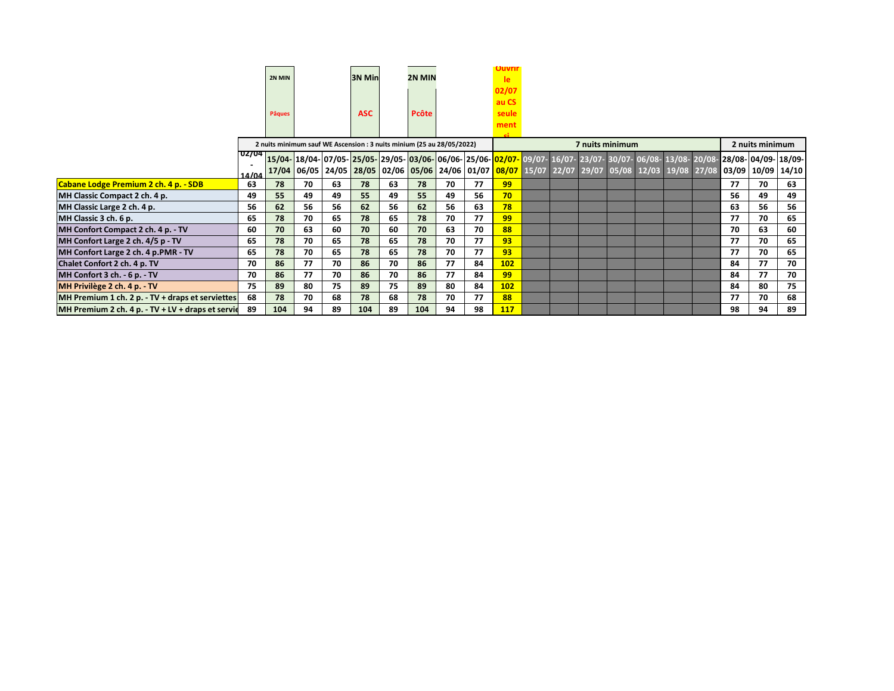| | 02/04 - 14/04 | 15/04-17/04 | 18/04-06/05 | 07/05-24/05 | 25/05-28/05 | 29/05-02/06 | 03/06-05/06 | 06/06-24/06 | 25/06-01/07 | 02/07-08/07 | 09/07-15/07 | 16/07-22/07 | 23/07-29/07 | 30/07-05/08 | 06/08-12/03 | 13/08-19/08 | 20/08-27/08 | 28/08-03/09 | 04/09-10/09 | 18/09-14/10 |
|---|---|---|---|---|---|---|---|---|---|---|---|---|---|---|---|---|---|---|---|---|
| | | 2N MIN Pâques | | | 3N Min ASC | | 2N MIN Pcôte | | | Ouvrir le 02/07 au CS seulement si... | | | | | | | | | | |
| | 2 nuits minimum sauf WE Ascension : 3 nuits minium (25 au 28/05/2022) | | | | | | | | | 7 nuits minimum | | | | | | | | 2 nuits minimum | | |
| **Cabane Lodge Premium 2 ch. 4 p. - SDB** | 63 | 78 | 70 | 63 | 78 | 63 | 78 | 70 | 77 | 99 | | | | | | | | 77 | 70 | 63 |
| **MH Classic Compact 2 ch. 4 p.** | 49 | 55 | 49 | 49 | 55 | 49 | 55 | 49 | 56 | 70 | | | | | | | | 56 | 49 | 49 |
| **MH Classic Large 2 ch. 4 p.** | 56 | 62 | 56 | 56 | 62 | 56 | 62 | 56 | 63 | 78 | | | | | | | | 63 | 56 | 56 |
| **MH Classic 3 ch. 6 p.** | 65 | 78 | 70 | 65 | 78 | 65 | 78 | 70 | 77 | 99 | | | | | | | | 77 | 70 | 65 |
| **MH Confort Compact 2 ch. 4 p. - TV** | 60 | 70 | 63 | 60 | 70 | 60 | 70 | 63 | 70 | 88 | | | | | | | | 70 | 63 | 60 |
| **MH Confort Large 2 ch. 4/5 p - TV** | 65 | 78 | 70 | 65 | 78 | 65 | 78 | 70 | 77 | 93 | | | | | | | | 77 | 70 | 65 |
| **MH Confort Large 2 ch. 4 p.PMR - TV** | 65 | 78 | 70 | 65 | 78 | 65 | 78 | 70 | 77 | 93 | | | | | | | | 77 | 70 | 65 |
| **Chalet Confort 2 ch. 4 p. TV** | 70 | 86 | 77 | 70 | 86 | 70 | 86 | 77 | 84 | 102 | | | | | | | | 84 | 77 | 70 |
| **MH Confort 3 ch. - 6 p. - TV** | 70 | 86 | 77 | 70 | 86 | 70 | 86 | 77 | 84 | 99 | | | | | | | | 84 | 77 | 70 |
| **MH Privilège 2 ch. 4 p. - TV** | 75 | 89 | 80 | 75 | 89 | 75 | 89 | 80 | 84 | 102 | | | | | | | | 84 | 80 | 75 |
| **MH Premium 1 ch. 2 p. - TV + draps et serviettes** | 68 | 78 | 70 | 68 | 78 | 68 | 78 | 70 | 77 | 88 | | | | | | | | 77 | 70 | 68 |
| **MH Premium 2 ch. 4 p. - TV + LV + draps et servie** | 89 | 104 | 94 | 89 | 104 | 89 | 104 | 94 | 98 | 117 | | | | | | | | 98 | 94 | 89 |